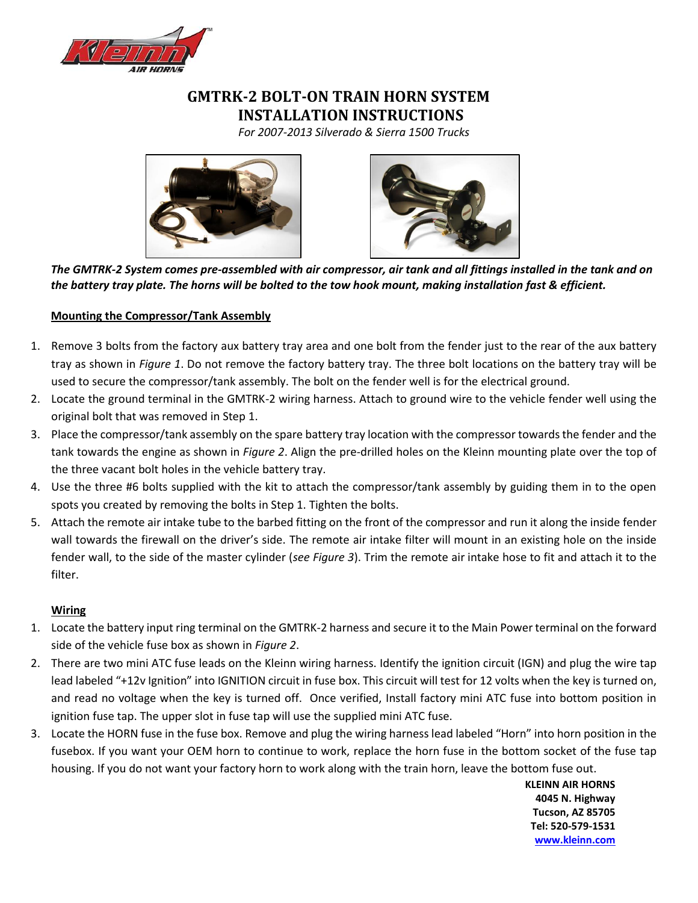# GMTRK-2 BOLT-ON TRAIN HORN SYSTEM INSTALLATION INSTRUCTIONS

*For 2007-2013 Silverado & Sierra 1500 Trucks*

***The GMTRK-2 System comes pre-assembled with air compressor, air tank and all fittings installed in the tank and on the battery tray plate. The horns will be bolted to the tow hook mount, making installation fast & efficient.***

## Mounting the Compressor/Tank Assembly

1. Remove 3 bolts from the factory aux battery tray area and one bolt from the fender just to the rear of the aux battery tray as shown in *Figure 1*. Do not remove the factory battery tray. The three bolt locations on the battery tray will be used to secure the compressor/tank assembly. The bolt on the fender well is for the electrical ground.
2. Locate the ground terminal in the GMTRK-2 wiring harness. Attach to ground wire to the vehicle fender well using the original bolt that was removed in Step 1.
3. Place the compressor/tank assembly on the spare battery tray location with the compressor towards the fender and the tank towards the engine as shown in *Figure 2*. Align the pre-drilled holes on the Kleinn mounting plate over the top of the three vacant bolt holes in the vehicle battery tray.
4. Use the three #6 bolts supplied with the kit to attach the compressor/tank assembly by guiding them in to the open spots you created by removing the bolts in Step 1. Tighten the bolts.
5. Attach the remote air intake tube to the barbed fitting on the front of the compressor and run it along the inside fender wall towards the firewall on the driver's side. The remote air intake filter will mount in an existing hole on the inside fender wall, to the side of the master cylinder (*see Figure 3*). Trim the remote air intake hose to fit and attach it to the filter.

## Wiring

1. Locate the battery input ring terminal on the GMTRK-2 harness and secure it to the Main Power terminal on the forward side of the vehicle fuse box as shown in *Figure 2*.
2. There are two mini ATC fuse leads on the Kleinn wiring harness. Identify the ignition circuit (IGN) and plug the wire tap lead labeled "+12v Ignition" into IGNITION circuit in fuse box. This circuit will test for 12 volts when the key is turned on, and read no voltage when the key is turned off. Once verified, Install factory mini ATC fuse into bottom position in ignition fuse tap. The upper slot in fuse tap will use the supplied mini ATC fuse.
3. Locate the HORN fuse in the fuse box. Remove and plug the wiring harness lead labeled "Horn" into horn position in the fusebox. If you want your OEM horn to continue to work, replace the horn fuse in the bottom socket of the fuse tap housing. If you do not want your factory horn to work along with the train horn, leave the bottom fuse out.

**KLEINN AIR HORNS**
**4045 N. Highway**
**Tucson, AZ 85705**
**Tel: 520-579-1531**
**www.kleinn.com**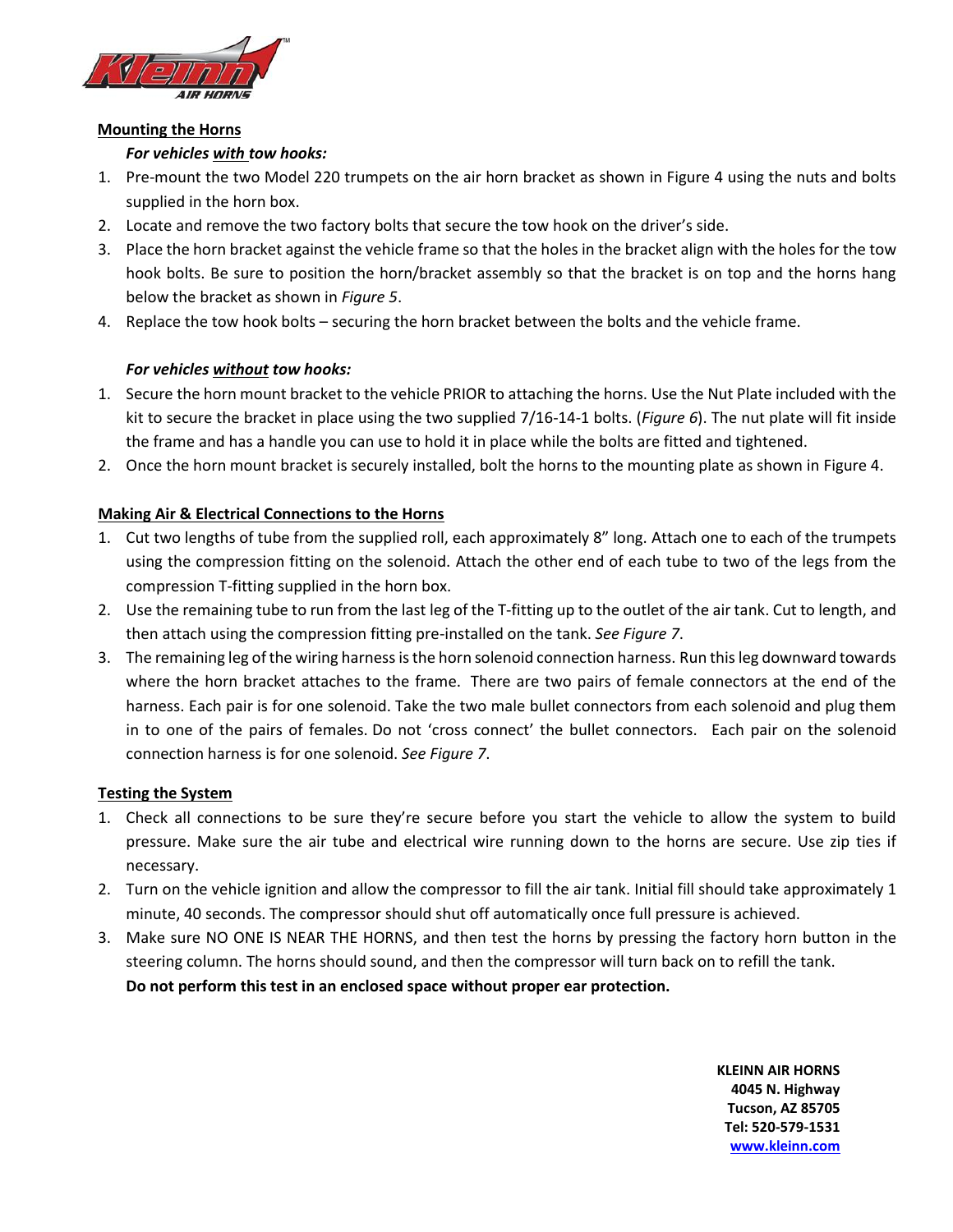**Mounting the Horns**

***For vehicles with tow hooks:***

1. Pre-mount the two Model 220 trumpets on the air horn bracket as shown in Figure 4 using the nuts and bolts supplied in the horn box.
2. Locate and remove the two factory bolts that secure the tow hook on the driver's side.
3. Place the horn bracket against the vehicle frame so that the holes in the bracket align with the holes for the tow hook bolts. Be sure to position the horn/bracket assembly so that the bracket is on top and the horns hang below the bracket as shown in *Figure 5*.
4. Replace the tow hook bolts – securing the horn bracket between the bolts and the vehicle frame.

***For vehicles without tow hooks:***

1. Secure the horn mount bracket to the vehicle PRIOR to attaching the horns. Use the Nut Plate included with the kit to secure the bracket in place using the two supplied 7/16-14-1 bolts. (*Figure 6*). The nut plate will fit inside the frame and has a handle you can use to hold it in place while the bolts are fitted and tightened.
2. Once the horn mount bracket is securely installed, bolt the horns to the mounting plate as shown in Figure 4.

**Making Air & Electrical Connections to the Horns**

1. Cut two lengths of tube from the supplied roll, each approximately 8" long. Attach one to each of the trumpets using the compression fitting on the solenoid. Attach the other end of each tube to two of the legs from the compression T-fitting supplied in the horn box.
2. Use the remaining tube to run from the last leg of the T-fitting up to the outlet of the air tank. Cut to length, and then attach using the compression fitting pre-installed on the tank. *See Figure 7*.
3. The remaining leg of the wiring harness is the horn solenoid connection harness. Run this leg downward towards where the horn bracket attaches to the frame. There are two pairs of female connectors at the end of the harness. Each pair is for one solenoid. Take the two male bullet connectors from each solenoid and plug them in to one of the pairs of females. Do not 'cross connect' the bullet connectors. Each pair on the solenoid connection harness is for one solenoid. *See Figure 7*.

**Testing the System**

1. Check all connections to be sure they're secure before you start the vehicle to allow the system to build pressure. Make sure the air tube and electrical wire running down to the horns are secure. Use zip ties if necessary.
2. Turn on the vehicle ignition and allow the compressor to fill the air tank. Initial fill should take approximately 1 minute, 40 seconds. The compressor should shut off automatically once full pressure is achieved.
3. Make sure NO ONE IS NEAR THE HORNS, and then test the horns by pressing the factory horn button in the steering column. The horns should sound, and then the compressor will turn back on to refill the tank.
   **Do not perform this test in an enclosed space without proper ear protection.**

**KLEINN AIR HORNS**
**4045 N. Highway**
**Tucson, AZ 85705**
**Tel: 520-579-1531**
**www.kleinn.com**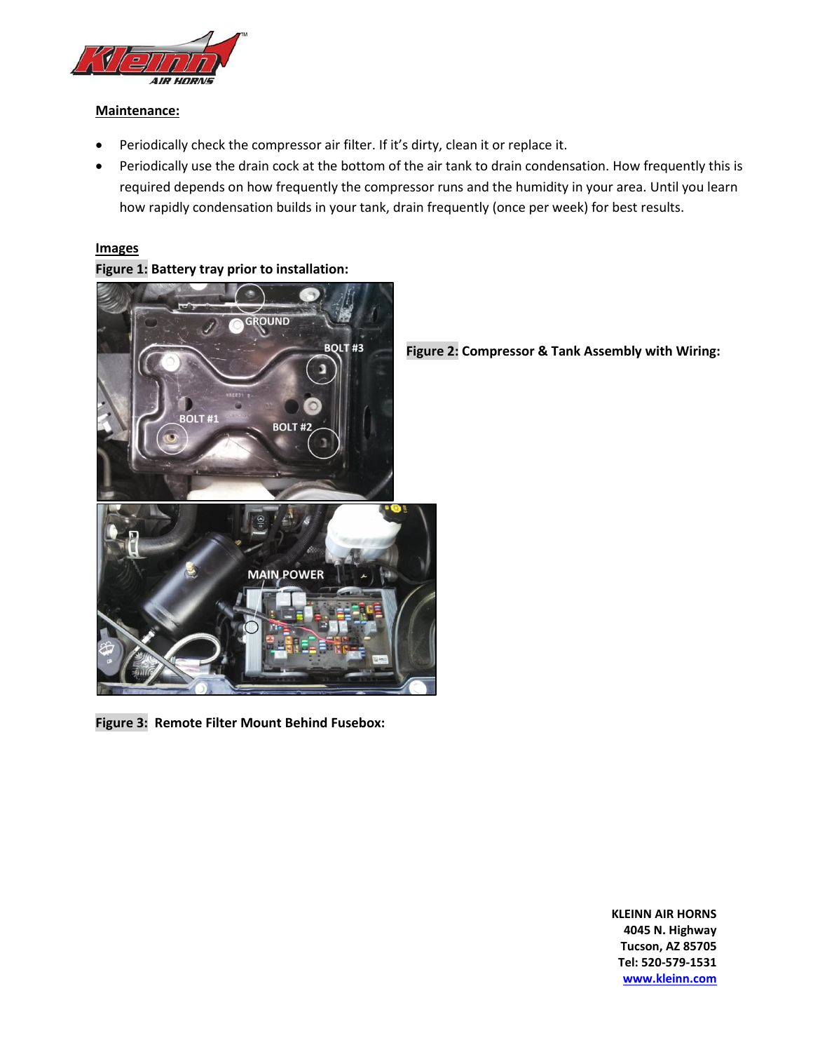## Maintenance:

- Periodically check the compressor air filter. If it's dirty, clean it or replace it.
- Periodically use the drain cock at the bottom of the air tank to drain condensation. How frequently this is required depends on how frequently the compressor runs and the humidity in your area. Until you learn how rapidly condensation builds in your tank, drain frequently (once per week) for best results.

## Images

**Figure 1: Battery tray prior to installation:**

**Figure 2: Compressor & Tank Assembly with Wiring:**

**Figure 3: Remote Filter Mount Behind Fusebox:**

**KLEINN AIR HORNS**
**4045 N. Highway**
**Tucson, AZ 85705**
**Tel: 520-579-1531**
**www.kleinn.com**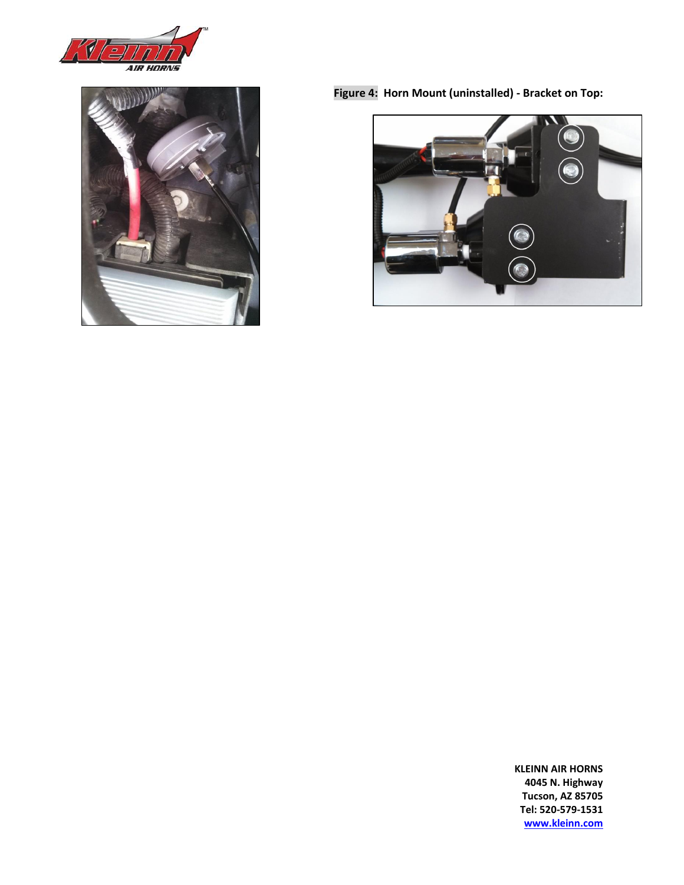**Figure 4: Horn Mount (uninstalled) - Bracket on Top:**

**KLEINN AIR HORNS**
**4045 N. Highway**
**Tucson, AZ 85705**
**Tel: 520-579-1531**
**[www.kleinn.com](http://www.kleinn.com)**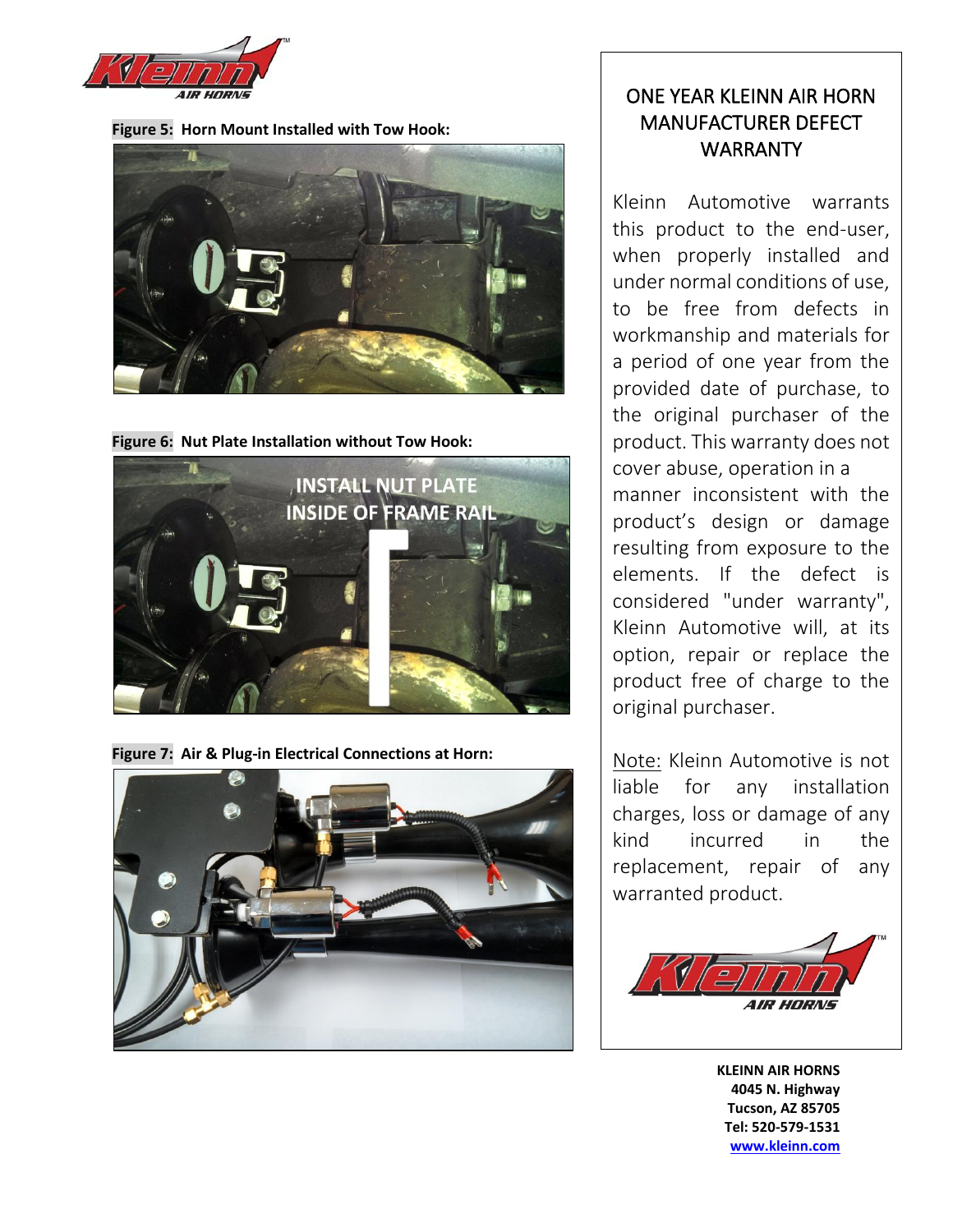**Figure 5: Horn Mount Installed with Tow Hook:**

**Figure 6: Nut Plate Installation without Tow Hook:**

INSTALL NUT PLATE INSIDE OF FRAME RAIL

**Figure 7: Air & Plug-in Electrical Connections at Horn:**

## ONE YEAR KLEINN AIR HORN MANUFACTURER DEFECT WARRANTY

Kleinn Automotive warrants this product to the end-user, when properly installed and under normal conditions of use, to be free from defects in workmanship and materials for a period of one year from the provided date of purchase, to the original purchaser of the product. This warranty does not cover abuse, operation in a manner inconsistent with the product's design or damage resulting from exposure to the elements. If the defect is considered "under warranty", Kleinn Automotive will, at its option, repair or replace the product free of charge to the original purchaser.

Note: Kleinn Automotive is not liable for any installation charges, loss or damage of any kind incurred in the replacement, repair of any warranted product.

**KLEINN AIR HORNS**
**4045 N. Highway**
**Tucson, AZ 85705**
**Tel: 520-579-1531**
**www.kleinn.com**